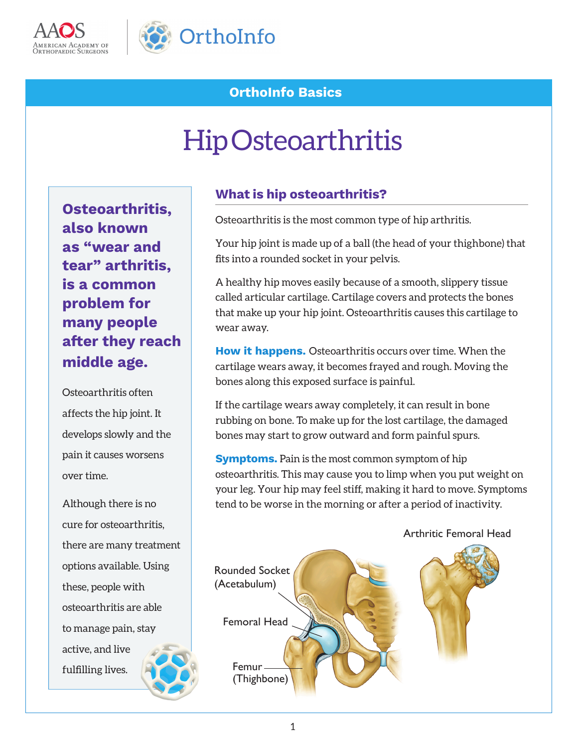OrthoInfo Basics

# Hip Osteoarthritis

**Osteoarthritis, also known as "wear and tear" arthritis, is a common problem for many people after they reach middle age.**

Osteoarthritis often affects the hip joint. It develops slowly and the pain it causes worsens over time.

Although there is no cure for osteoarthritis, there are many treatment options available. Using these, people with osteoarthritis are able to manage pain, stay active, and live fulfilling lives.

## What is hip osteoarthritis?

Osteoarthritis is the most common type of hip arthritis.

Your hip joint is made up of a ball (the head of your thighbone) that fits into a rounded socket in your pelvis.

A healthy hip moves easily because of a smooth, slippery tissue called articular cartilage. Cartilage covers and protects the bones that make up your hip joint. Osteoarthritis causes this cartilage to wear away.

**How it happens.** Osteoarthritis occurs over time. When the cartilage wears away, it becomes frayed and rough. Moving the bones along this exposed surface is painful.

If the cartilage wears away completely, it can result in bone rubbing on bone. To make up for the lost cartilage, the damaged bones may start to grow outward and form painful spurs.

**Symptoms.** Pain is the most common symptom of hip osteoarthritis. This may cause you to limp when you put weight on your leg. Your hip may feel stiff, making it hard to move. Symptoms tend to be worse in the morning or after a period of inactivity.

Rounded Socket (Acetabulum)

Femoral Head

Femur (Thighbone)

Arthritic Femoral Head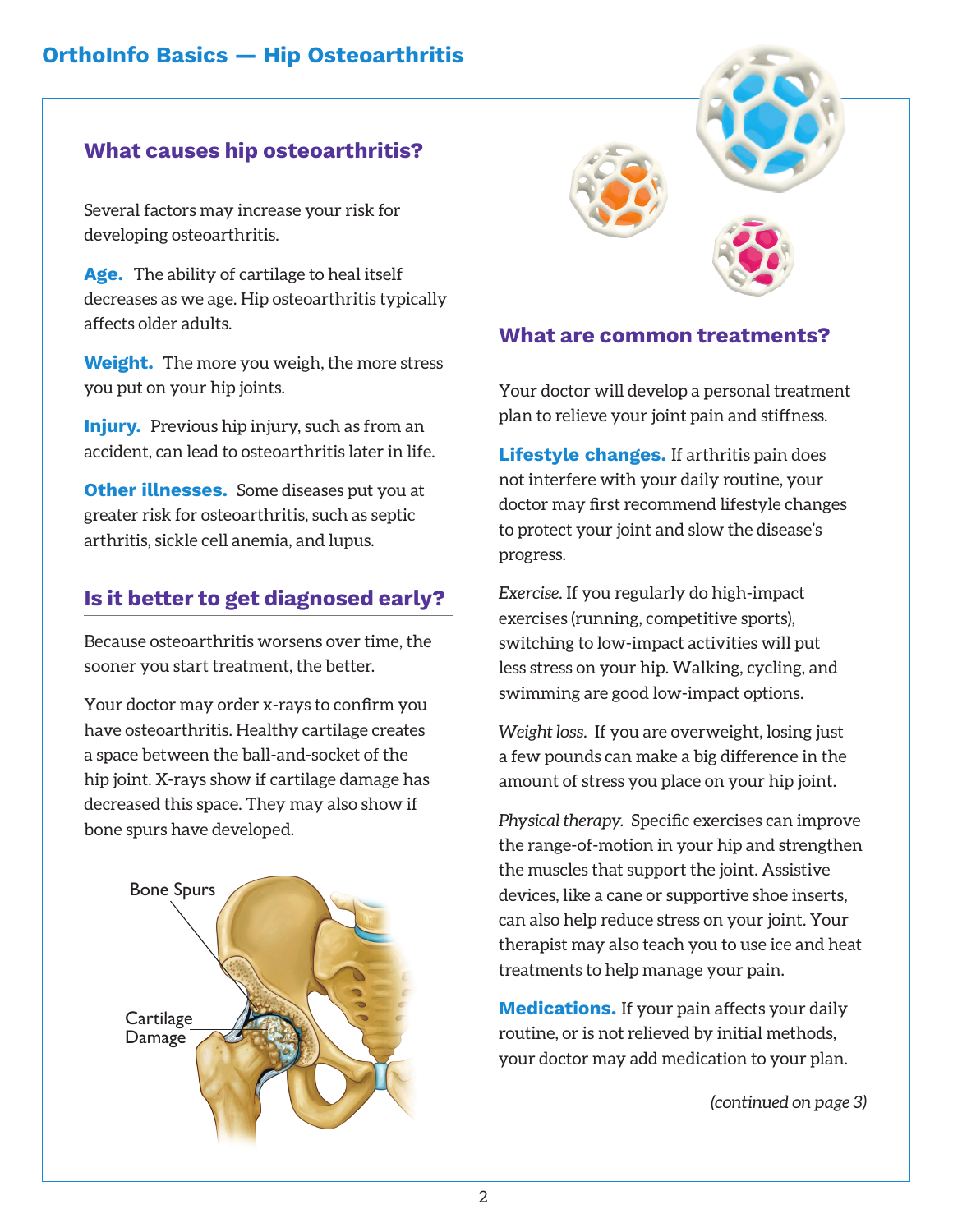## What causes hip osteoarthritis?

Several factors may increase your risk for developing osteoarthritis.

**Age.** The ability of cartilage to heal itself decreases as we age. Hip osteoarthritis typically affects older adults.

**Weight.** The more you weigh, the more stress you put on your hip joints.

**Injury.** Previous hip injury, such as from an accident, can lead to osteoarthritis later in life.

**Other illnesses.** Some diseases put you at greater risk for osteoarthritis, such as septic arthritis, sickle cell anemia, and lupus.

## Is it better to get diagnosed early?

Because osteoarthritis worsens over time, the sooner you start treatment, the better.

Your doctor may order x-rays to confirm you have osteoarthritis. Healthy cartilage creates a space between the ball-and-socket of the hip joint. X-rays show if cartilage damage has decreased this space. They may also show if bone spurs have developed.

Bone Spurs

Cartilage Damage

## What are common treatments?

Your doctor will develop a personal treatment plan to relieve your joint pain and stiffness.

**Lifestyle changes.** If arthritis pain does not interfere with your daily routine, your doctor may first recommend lifestyle changes to protect your joint and slow the disease's progress.

*Exercise.* If you regularly do high-impact exercises (running, competitive sports), switching to low-impact activities will put less stress on your hip. Walking, cycling, and swimming are good low-impact options.

*Weight loss.* If you are overweight, losing just a few pounds can make a big difference in the amount of stress you place on your hip joint.

*Physical therapy.* Specific exercises can improve the range-of-motion in your hip and strengthen the muscles that support the joint. Assistive devices, like a cane or supportive shoe inserts, can also help reduce stress on your joint. Your therapist may also teach you to use ice and heat treatments to help manage your pain.

**Medications.** If your pain affects your daily routine, or is not relieved by initial methods, your doctor may add medication to your plan.

*(continued on page 3)*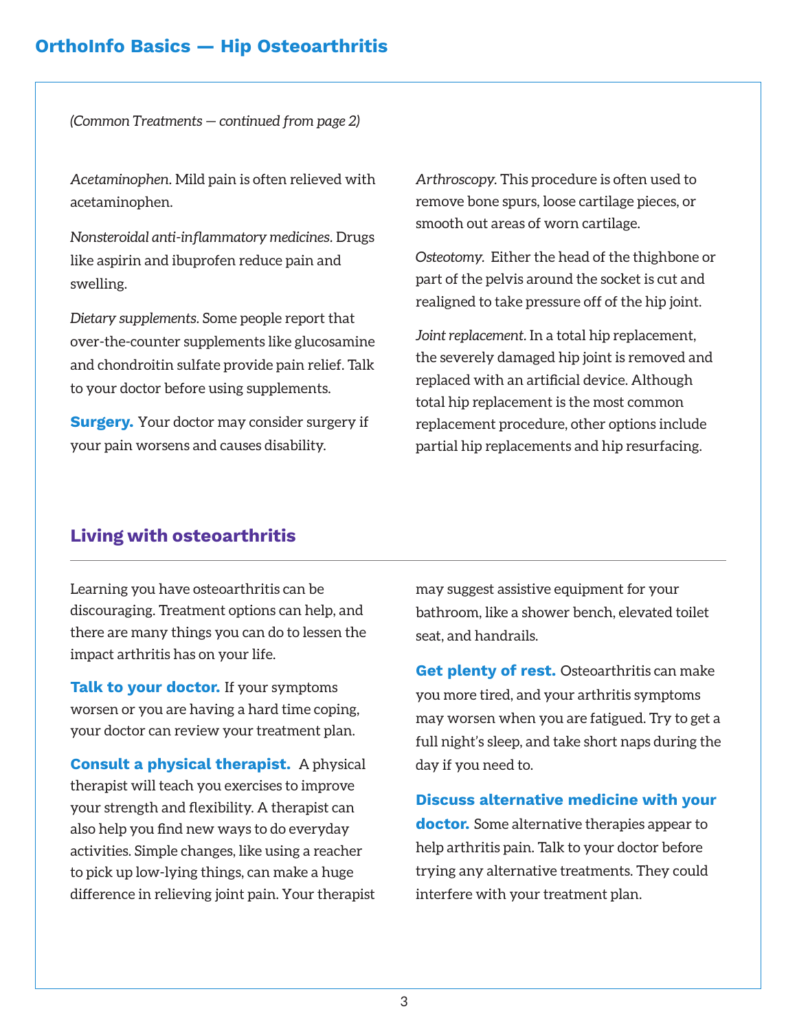*(Common Treatments — continued from page 2)*

*Acetaminophen*. Mild pain is often relieved with acetaminophen.

*Nonsteroidal anti-inflammatory medicines*. Drugs like aspirin and ibuprofen reduce pain and swelling.

*Dietary supplements*. Some people report that over-the-counter supplements like glucosamine and chondroitin sulfate provide pain relief. Talk to your doctor before using supplements.

**Surgery.** Your doctor may consider surgery if your pain worsens and causes disability.

*Arthroscopy.* This procedure is often used to remove bone spurs, loose cartilage pieces, or smooth out areas of worn cartilage.

*Osteotomy.* Either the head of the thighbone or part of the pelvis around the socket is cut and realigned to take pressure off of the hip joint.

*Joint replacement*. In a total hip replacement, the severely damaged hip joint is removed and replaced with an artificial device. Although total hip replacement is the most common replacement procedure, other options include partial hip replacements and hip resurfacing.

## Living with osteoarthritis

Learning you have osteoarthritis can be discouraging. Treatment options can help, and there are many things you can do to lessen the impact arthritis has on your life.

**Talk to your doctor.** If your symptoms worsen or you are having a hard time coping, your doctor can review your treatment plan.

**Consult a physical therapist.** A physical therapist will teach you exercises to improve your strength and flexibility. A therapist can also help you find new ways to do everyday activities. Simple changes, like using a reacher to pick up low-lying things, can make a huge difference in relieving joint pain. Your therapist may suggest assistive equipment for your bathroom, like a shower bench, elevated toilet seat, and handrails.

**Get plenty of rest.** Osteoarthritis can make you more tired, and your arthritis symptoms may worsen when you are fatigued. Try to get a full night's sleep, and take short naps during the day if you need to.

**Discuss alternative medicine with your doctor.** Some alternative therapies appear to help arthritis pain. Talk to your doctor before trying any alternative treatments. They could interfere with your treatment plan.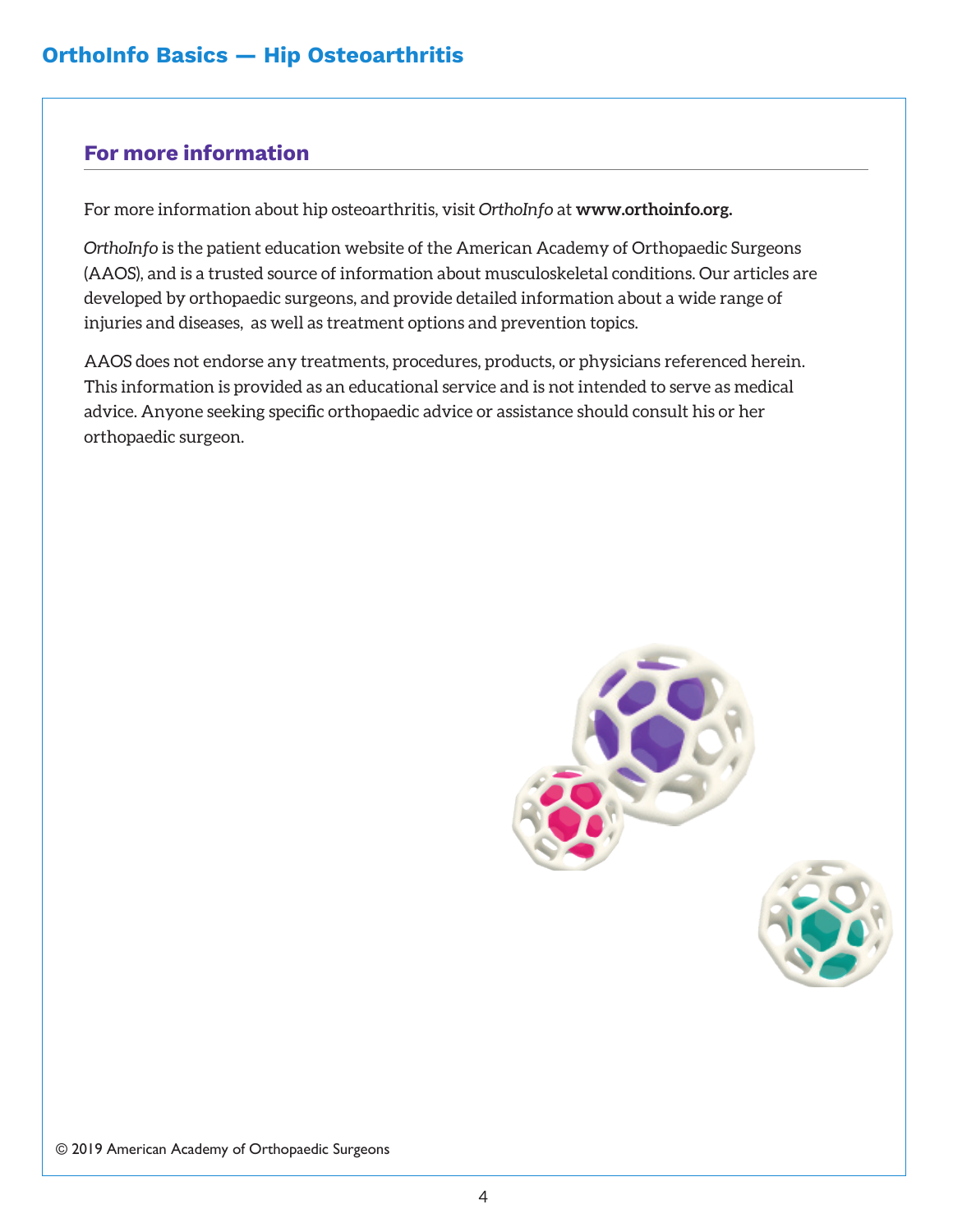## For more information

For more information about hip osteoarthritis, visit *OrthoInfo* at **www.orthoinfo.org.**

*OrthoInfo* is the patient education website of the American Academy of Orthopaedic Surgeons (AAOS), and is a trusted source of information about musculoskeletal conditions. Our articles are developed by orthopaedic surgeons, and provide detailed information about a wide range of injuries and diseases, as well as treatment options and prevention topics.

AAOS does not endorse any treatments, procedures, products, or physicians referenced herein. This information is provided as an educational service and is not intended to serve as medical advice. Anyone seeking specific orthopaedic advice or assistance should consult his or her orthopaedic surgeon.

© 2019 American Academy of Orthopaedic Surgeons